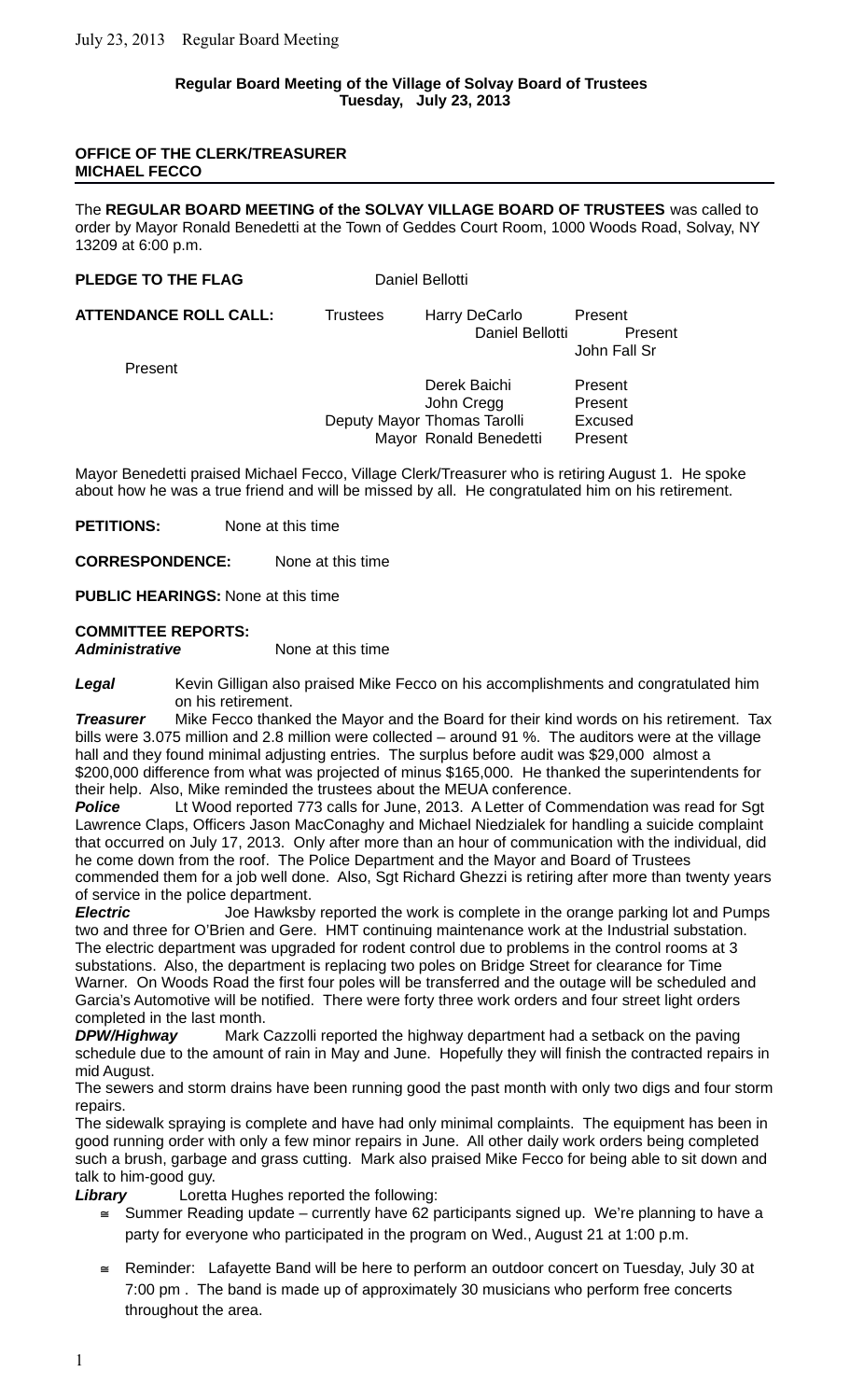**Regular Board Meeting of the Village of Solvay Board of Trustees**
**Tuesday, July 23, 2013**

**OFFICE OF THE CLERK/TREASURER**
**MICHAEL FECCO**

---

The **REGULAR BOARD MEETING of the SOLVAY VILLAGE BOARD OF TRUSTEES** was called to order by Mayor Ronald Benedetti at the Town of Geddes Court Room, 1000 Woods Road, Solvay, NY 13209 at 6:00 p.m.

**PLEDGE TO THE FLAG** Daniel Bellotti

**ATTENDANCE ROLL CALL:**

| | | |
|---|---|---|
| Trustees | Harry DeCarlo | Present |
| | Daniel Bellotti | Present |
| | John Fall Sr | Present |
| | Derek Baichi | Present |
| | John Cregg | Present |
| Deputy Mayor | Thomas Tarolli | Excused |
| Mayor | Ronald Benedetti | Present |

Mayor Benedetti praised Michael Fecco, Village Clerk/Treasurer who is retiring August 1. He spoke about how he was a true friend and will be missed by all. He congratulated him on his retirement.

**PETITIONS:** None at this time

**CORRESPONDENCE:** None at this time

**PUBLIC HEARINGS:** None at this time

**COMMITTEE REPORTS:**

***Administrative*** None at this time

***Legal*** Kevin Gilligan also praised Mike Fecco on his accomplishments and congratulated him on his retirement.

***Treasurer*** Mike Fecco thanked the Mayor and the Board for their kind words on his retirement. Tax bills were 3.075 million and 2.8 million were collected – around 91 %. The auditors were at the village hall and they found minimal adjusting entries. The surplus before audit was $29,000 almost a $200,000 difference from what was projected of minus $165,000. He thanked the superintendents for their help. Also, Mike reminded the trustees about the MEUA conference.

***Police*** Lt Wood reported 773 calls for June, 2013. A Letter of Commendation was read for Sgt Lawrence Claps, Officers Jason MacConaghy and Michael Niedzialek for handling a suicide complaint that occurred on July 17, 2013. Only after more than an hour of communication with the individual, did he come down from the roof. The Police Department and the Mayor and Board of Trustees commended them for a job well done. Also, Sgt Richard Ghezzi is retiring after more than twenty years of service in the police department.

***Electric*** Joe Hawksby reported the work is complete in the orange parking lot and Pumps two and three for O'Brien and Gere. HMT continuing maintenance work at the Industrial substation. The electric department was upgraded for rodent control due to problems in the control rooms at 3 substations. Also, the department is replacing two poles on Bridge Street for clearance for Time Warner. On Woods Road the first four poles will be transferred and the outage will be scheduled and Garcia's Automotive will be notified. There were forty three work orders and four street light orders completed in the last month.

***DPW/Highway*** Mark Cazzolli reported the highway department had a setback on the paving schedule due to the amount of rain in May and June. Hopefully they will finish the contracted repairs in mid August.

The sewers and storm drains have been running good the past month with only two digs and four storm repairs.

The sidewalk spraying is complete and have had only minimal complaints. The equipment has been in good running order with only a few minor repairs in June. All other daily work orders being completed such a brush, garbage and grass cutting. Mark also praised Mike Fecco for being able to sit down and talk to him-good guy.

***Library*** Loretta Hughes reported the following:

- Summer Reading update – currently have 62 participants signed up. We're planning to have a party for everyone who participated in the program on Wed., August 21 at 1:00 p.m.
- Reminder: Lafayette Band will be here to perform an outdoor concert on Tuesday, July 30 at 7:00 pm . The band is made up of approximately 30 musicians who perform free concerts throughout the area.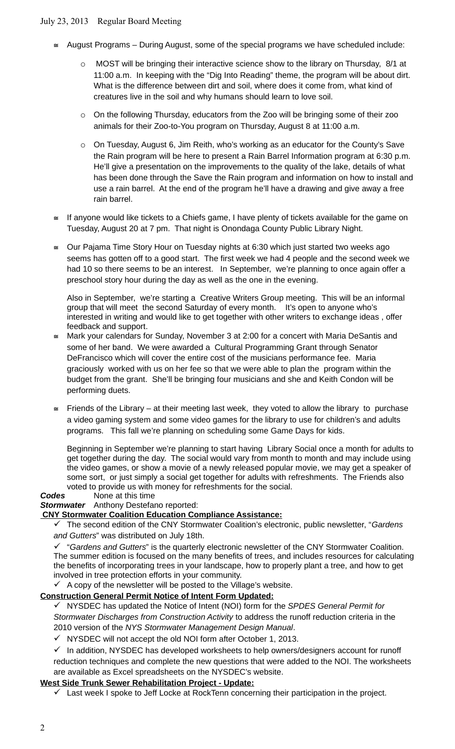- August Programs – During August, some of the special programs we have scheduled include:
    - MOST will be bringing their interactive science show to the library on Thursday, 8/1 at 11:00 a.m. In keeping with the "Dig Into Reading" theme, the program will be about dirt. What is the difference between dirt and soil, where does it come from, what kind of creatures live in the soil and why humans should learn to love soil.
    - On the following Thursday, educators from the Zoo will be bringing some of their zoo animals for their Zoo-to-You program on Thursday, August 8 at 11:00 a.m.
    - On Tuesday, August 6, Jim Reith, who's working as an educator for the County's Save the Rain program will be here to present a Rain Barrel Information program at 6:30 p.m. He'll give a presentation on the improvements to the quality of the lake, details of what has been done through the Save the Rain program and information on how to install and use a rain barrel. At the end of the program he'll have a drawing and give away a free rain barrel.
- If anyone would like tickets to a Chiefs game, I have plenty of tickets available for the game on Tuesday, August 20 at 7 pm. That night is Onondaga County Public Library Night.
- Our Pajama Time Story Hour on Tuesday nights at 6:30 which just started two weeks ago seems has gotten off to a good start. The first week we had 4 people and the second week we had 10 so there seems to be an interest. In September, we're planning to once again offer a preschool story hour during the day as well as the one in the evening.

  Also in September, we're starting a Creative Writers Group meeting. This will be an informal group that will meet the second Saturday of every month. It's open to anyone who's interested in writing and would like to get together with other writers to exchange ideas , offer feedback and support.
- Mark your calendars for Sunday, November 3 at 2:00 for a concert with Maria DeSantis and some of her band. We were awarded a Cultural Programming Grant through Senator DeFrancisco which will cover the entire cost of the musicians performance fee. Maria graciously worked with us on her fee so that we were able to plan the program within the budget from the grant. She'll be bringing four musicians and she and Keith Condon will be performing duets.
- Friends of the Library – at their meeting last week, they voted to allow the library to purchase a video gaming system and some video games for the library to use for children's and adults programs. This fall we're planning on scheduling some Game Days for kids.

  Beginning in September we're planning to start having Library Social once a month for adults to get together during the day. The social would vary from month to month and may include using the video games, or show a movie of a newly released popular movie, we may get a speaker of some sort, or just simply a social get together for adults with refreshments. The Friends also voted to provide us with money for refreshments for the social.

***Codes*** None at this time

***Stormwater*** Anthony Destefano reported:

**CNY Stormwater Coalition Education Compliance Assistance:**

- ✓ The second edition of the CNY Stormwater Coalition's electronic, public newsletter, "*Gardens and Gutters*" was distributed on July 18th.
- ✓ "*Gardens and Gutters*" is the quarterly electronic newsletter of the CNY Stormwater Coalition. The summer edition is focused on the many benefits of trees, and includes resources for calculating the benefits of incorporating trees in your landscape, how to properly plant a tree, and how to get involved in tree protection efforts in your community.
- ✓ A copy of the newsletter will be posted to the Village's website.

**Construction General Permit Notice of Intent Form Updated:**

- ✓ NYSDEC has updated the Notice of Intent (NOI) form for the *SPDES General Permit for Stormwater Discharges from Construction Activity* to address the runoff reduction criteria in the 2010 version of the *NYS Stormwater Management Design Manual*.
- ✓ NYSDEC will not accept the old NOI form after October 1, 2013.
- ✓ In addition, NYSDEC has developed worksheets to help owners/designers account for runoff reduction techniques and complete the new questions that were added to the NOI. The worksheets are available as Excel spreadsheets on the NYSDEC's website.

**West Side Trunk Sewer Rehabilitation Project - Update:**

- ✓ Last week I spoke to Jeff Locke at RockTenn concerning their participation in the project.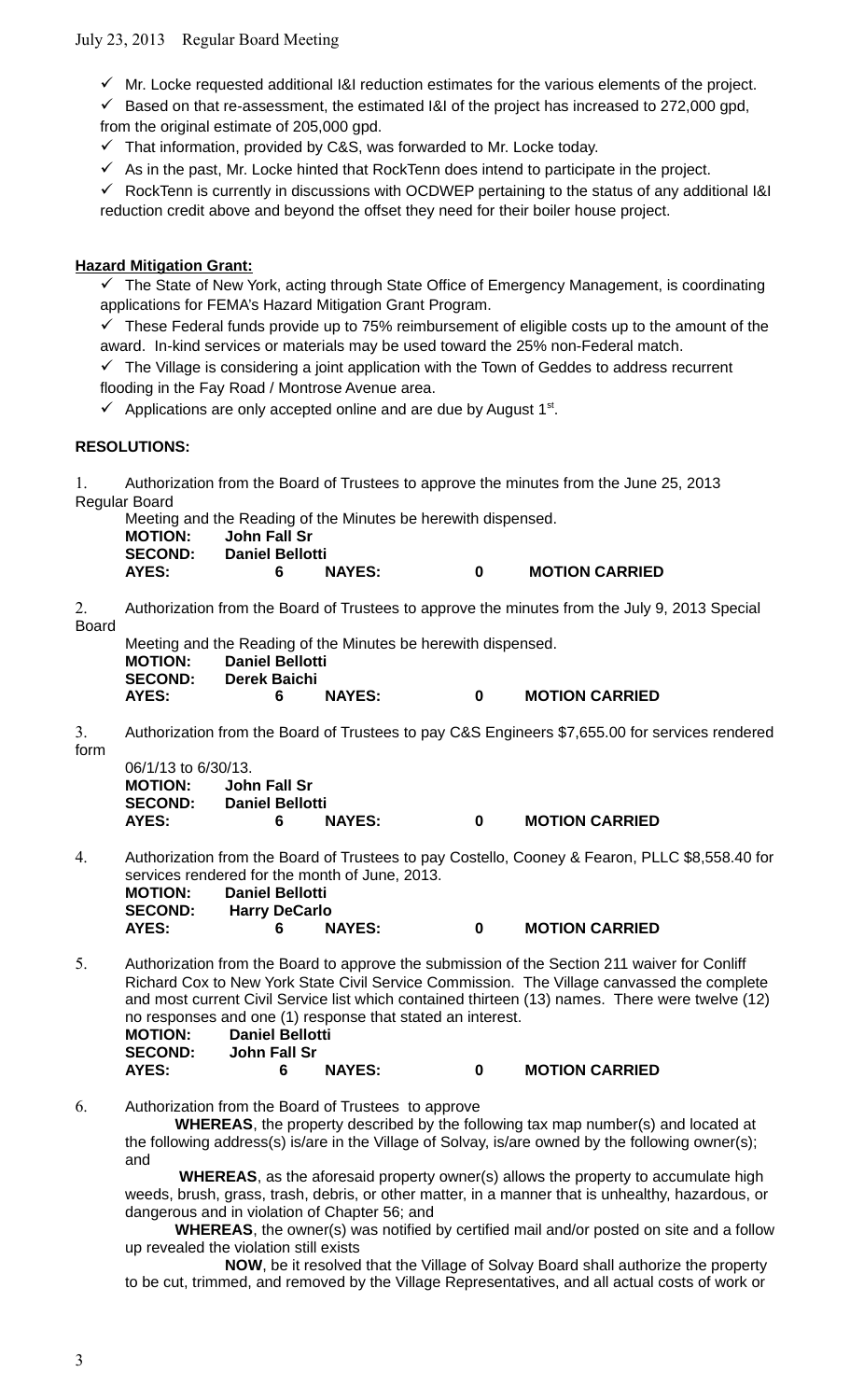- ✓ Mr. Locke requested additional I&I reduction estimates for the various elements of the project.
- ✓ Based on that re-assessment, the estimated I&I of the project has increased to 272,000 gpd, from the original estimate of 205,000 gpd.
- ✓ That information, provided by C&S, was forwarded to Mr. Locke today.
- ✓ As in the past, Mr. Locke hinted that RockTenn does intend to participate in the project.
- ✓ RockTenn is currently in discussions with OCDWEP pertaining to the status of any additional I&I reduction credit above and beyond the offset they need for their boiler house project.

**Hazard Mitigation Grant:**

- ✓ The State of New York, acting through State Office of Emergency Management, is coordinating applications for FEMA's Hazard Mitigation Grant Program.
- ✓ These Federal funds provide up to 75% reimbursement of eligible costs up to the amount of the award. In-kind services or materials may be used toward the 25% non-Federal match.
- ✓ The Village is considering a joint application with the Town of Geddes to address recurrent flooding in the Fay Road / Montrose Avenue area.
- ✓ Applications are only accepted online and are due by August 1st.

**RESOLUTIONS:**

1. Authorization from the Board of Trustees to approve the minutes from the June 25, 2013 Regular Board Meeting and the Reading of the Minutes be herewith dispensed.

   **MOTION:** John Fall Sr
   **SECOND:** Daniel Bellotti
   **AYES:** 6 **NAYES:** 0 **MOTION CARRIED**

2. Authorization from the Board of Trustees to approve the minutes from the July 9, 2013 Special Board Meeting and the Reading of the Minutes be herewith dispensed.

   **MOTION:** Daniel Bellotti
   **SECOND:** Derek Baichi
   **AYES:** 6 **NAYES:** 0 **MOTION CARRIED**

3. Authorization from the Board of Trustees to pay C&S Engineers $7,655.00 for services rendered form 06/1/13 to 6/30/13.

   **MOTION:** John Fall Sr
   **SECOND:** Daniel Bellotti
   **AYES:** 6 **NAYES:** 0 **MOTION CARRIED**

4. Authorization from the Board of Trustees to pay Costello, Cooney & Fearon, PLLC $8,558.40 for services rendered for the month of June, 2013.

   **MOTION:** Daniel Bellotti
   **SECOND:** Harry DeCarlo
   **AYES:** 6 **NAYES:** 0 **MOTION CARRIED**

5. Authorization from the Board to approve the submission of the Section 211 waiver for Conliff Richard Cox to New York State Civil Service Commission. The Village canvassed the complete and most current Civil Service list which contained thirteen (13) names. There were twelve (12) no responses and one (1) response that stated an interest.

   **MOTION:** Daniel Bellotti
   **SECOND:** John Fall Sr
   **AYES:** 6 **NAYES:** 0 **MOTION CARRIED**

6. Authorization from the Board of Trustees to approve

   **WHEREAS**, the property described by the following tax map number(s) and located at the following address(s) is/are in the Village of Solvay, is/are owned by the following owner(s); and

   **WHEREAS**, as the aforesaid property owner(s) allows the property to accumulate high weeds, brush, grass, trash, debris, or other matter, in a manner that is unhealthy, hazardous, or dangerous and in violation of Chapter 56; and

   **WHEREAS**, the owner(s) was notified by certified mail and/or posted on site and a follow up revealed the violation still exists

   **NOW**, be it resolved that the Village of Solvay Board shall authorize the property to be cut, trimmed, and removed by the Village Representatives, and all actual costs of work or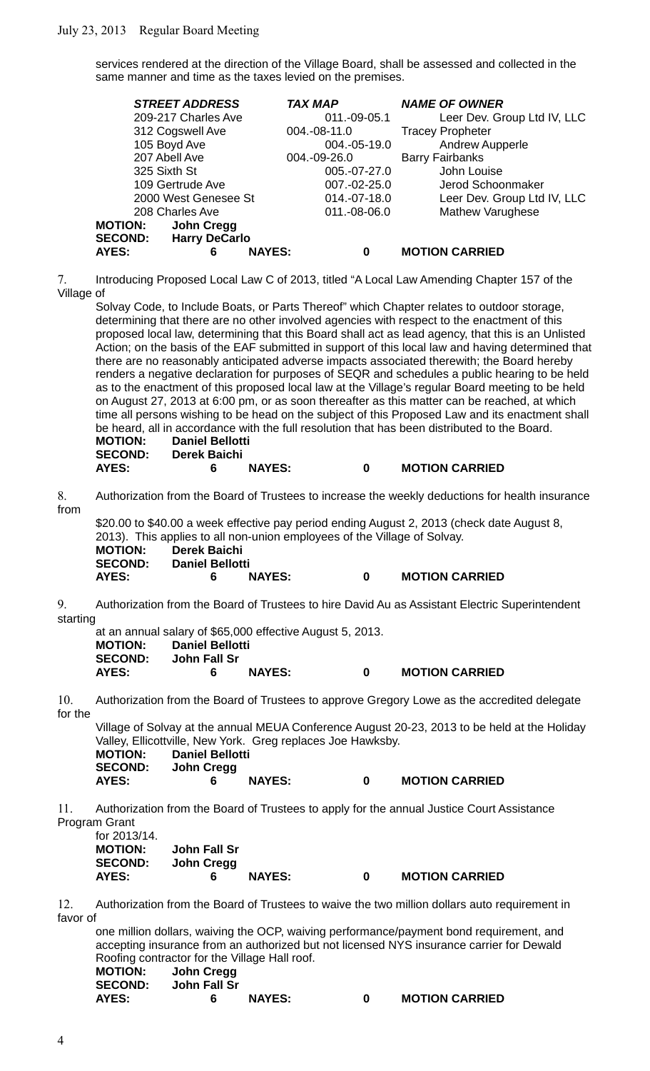services rendered at the direction of the Village Board, shall be assessed and collected in the same manner and time as the taxes levied on the premises.

| *STREET ADDRESS* | *TAX MAP* | *NAME OF OWNER* |
|---|---|---|
| 209-217 Charles Ave | 011.-09-05.1 | Leer Dev. Group Ltd IV, LLC |
| 312 Cogswell Ave | 004.-08-11.0 | Tracey Propheter |
| 105 Boyd Ave | 004.-05-19.0 | Andrew Aupperle |
| 207 Abell Ave | 004.-09-26.0 | Barry Fairbanks |
| 325 Sixth St | 005.-07-27.0 | John Louise |
| 109 Gertrude Ave | 007.-02-25.0 | Jerod Schoonmaker |
| 2000 West Genesee St | 014.-07-18.0 | Leer Dev. Group Ltd IV, LLC |
| 208 Charles Ave | 011.-08-06.0 | Mathew Varughese |

**MOTION:** **John Cregg**
**SECOND:** **Harry DeCarlo**
**AYES:** **6** **NAYES:** **0** **MOTION CARRIED**

7. Introducing Proposed Local Law C of 2013, titled "A Local Law Amending Chapter 157 of the Village of Solvay Code, to Include Boats, or Parts Thereof" which Chapter relates to outdoor storage, determining that there are no other involved agencies with respect to the enactment of this proposed local law, determining that this Board shall act as lead agency, that this is an Unlisted Action; on the basis of the EAF submitted in support of this local law and having determined that there are no reasonably anticipated adverse impacts associated therewith; the Board hereby renders a negative declaration for purposes of SEQR and schedules a public hearing to be held as to the enactment of this proposed local law at the Village's regular Board meeting to be held on August 27, 2013 at 6:00 pm, or as soon thereafter as this matter can be reached, at which time all persons wishing to be head on the subject of this Proposed Law and its enactment shall be heard, all in accordance with the full resolution that has been distributed to the Board.

**MOTION:** **Daniel Bellotti**
**SECOND:** **Derek Baichi**
**AYES:** **6** **NAYES:** **0** **MOTION CARRIED**

8. Authorization from the Board of Trustees to increase the weekly deductions for health insurance from $20.00 to $40.00 a week effective pay period ending August 2, 2013 (check date August 8, 2013). This applies to all non-union employees of the Village of Solvay.

**MOTION:** **Derek Baichi**
**SECOND:** **Daniel Bellotti**
**AYES:** **6** **NAYES:** **0** **MOTION CARRIED**

9. Authorization from the Board of Trustees to hire David Au as Assistant Electric Superintendent starting at an annual salary of $65,000 effective August 5, 2013.

**MOTION:** **Daniel Bellotti**
**SECOND:** **John Fall Sr**
**AYES:** **6** **NAYES:** **0** **MOTION CARRIED**

10. Authorization from the Board of Trustees to approve Gregory Lowe as the accredited delegate for the Village of Solvay at the annual MEUA Conference August 20-23, 2013 to be held at the Holiday Valley, Ellicottville, New York. Greg replaces Joe Hawksby.

**MOTION:** **Daniel Bellotti**
**SECOND:** **John Cregg**
**AYES:** **6** **NAYES:** **0** **MOTION CARRIED**

11. Authorization from the Board of Trustees to apply for the annual Justice Court Assistance Program Grant for 2013/14.

**MOTION:** **John Fall Sr**
**SECOND:** **John Cregg**
**AYES:** **6** **NAYES:** **0** **MOTION CARRIED**

12. Authorization from the Board of Trustees to waive the two million dollars auto requirement in favor of one million dollars, waiving the OCP, waiving performance/payment bond requirement, and accepting insurance from an authorized but not licensed NYS insurance carrier for Dewald Roofing contractor for the Village Hall roof.

**MOTION:** **John Cregg**
**SECOND:** **John Fall Sr**
**AYES:** **6** **NAYES:** **0** **MOTION CARRIED**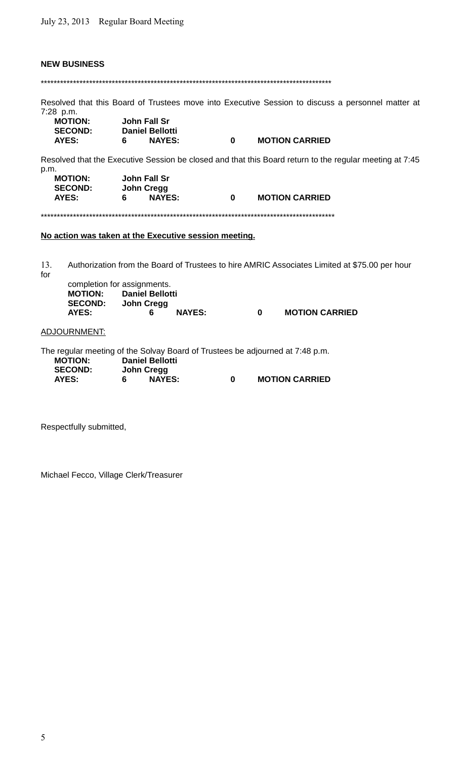## NEW BUSINESS

******************************************************************************************

Resolved that this Board of Trustees move into Executive Session to discuss a personnel matter at 7:28 p.m.

**MOTION:** **John Fall Sr**
**SECOND:** **Daniel Bellotti**
**AYES:** **6** **NAYES:** **0** **MOTION CARRIED**

Resolved that the Executive Session be closed and that this Board return to the regular meeting at 7:45 p.m.

**MOTION:** **John Fall Sr**
**SECOND:** **John Cregg**
**AYES:** **6** **NAYES:** **0** **MOTION CARRIED**

******************************************************************************************

**<u>No action was taken at the Executive session meeting.</u>**

13. Authorization from the Board of Trustees to hire AMRIC Associates Limited at $75.00 per hour for completion for assignments.

**MOTION:** **Daniel Bellotti**
**SECOND:** **John Cregg**
**AYES:** **6** **NAYES:** **0** **MOTION CARRIED**

<u>ADJOURNMENT:</u>

The regular meeting of the Solvay Board of Trustees be adjourned at 7:48 p.m.

**MOTION:** **Daniel Bellotti**
**SECOND:** **John Cregg**
**AYES:** **6** **NAYES:** **0** **MOTION CARRIED**

Respectfully submitted,

Michael Fecco, Village Clerk/Treasurer